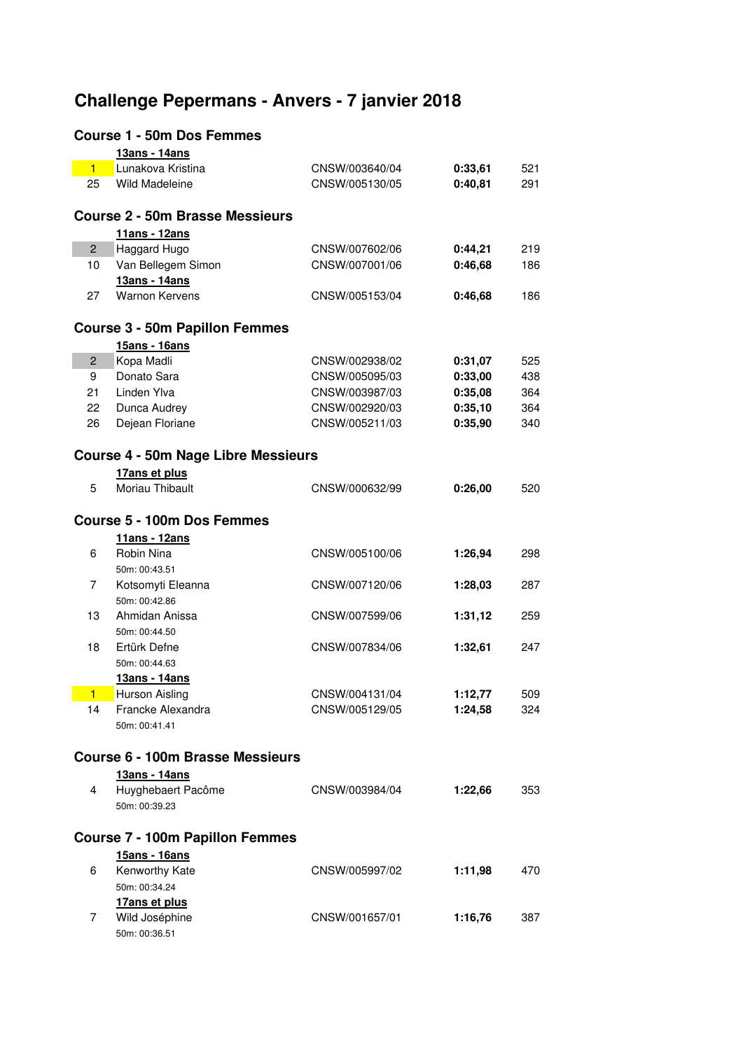# Challenge Pepermans - Anvers - 7 janvier 2018

## Course 1 - 50m Dos Femmes

**13ans - 14ans**

| Place | Nom | Licence | Temps | Points |
|---|---|---|---|---|
| 1 | Lunakova Kristina | CNSW/003640/04 | **0:33,61** | 521 |
| 25 | Wild Madeleine | CNSW/005130/05 | **0:40,81** | 291 |

## Course 2 - 50m Brasse Messieurs

**11ans - 12ans**

| Place | Nom | Licence | Temps | Points |
|---|---|---|---|---|
| 2 | Haggard Hugo | CNSW/007602/06 | **0:44,21** | 219 |
| 10 | Van Bellegem Simon | CNSW/007001/06 | **0:46,68** | 186 |

**13ans - 14ans**

| Place | Nom | Licence | Temps | Points |
|---|---|---|---|---|
| 27 | Warnon Kervens | CNSW/005153/04 | **0:46,68** | 186 |

## Course 3 - 50m Papillon Femmes

**15ans - 16ans**

| Place | Nom | Licence | Temps | Points |
|---|---|---|---|---|
| 2 | Kopa Madli | CNSW/002938/02 | **0:31,07** | 525 |
| 9 | Donato Sara | CNSW/005095/03 | **0:33,00** | 438 |
| 21 | Linden Ylva | CNSW/003987/03 | **0:35,08** | 364 |
| 22 | Dunca Audrey | CNSW/002920/03 | **0:35,10** | 364 |
| 26 | Dejean Floriane | CNSW/005211/03 | **0:35,90** | 340 |

## Course 4 - 50m Nage Libre Messieurs

**17ans et plus**

| Place | Nom | Licence | Temps | Points |
|---|---|---|---|---|
| 5 | Moriau Thibault | CNSW/000632/99 | **0:26,00** | 520 |

## Course 5 - 100m Dos Femmes

**11ans - 12ans**

| Place | Nom | Licence | Temps | Points |
|---|---|---|---|---|
| 6 | Robin Nina<br>50m: 00:43.51 | CNSW/005100/06 | **1:26,94** | 298 |
| 7 | Kotsomyti Eleanna<br>50m: 00:42.86 | CNSW/007120/06 | **1:28,03** | 287 |
| 13 | Ahmidan Anissa<br>50m: 00:44.50 | CNSW/007599/06 | **1:31,12** | 259 |
| 18 | Ertürk Defne<br>50m: 00:44.63 | CNSW/007834/06 | **1:32,61** | 247 |

**13ans - 14ans**

| Place | Nom | Licence | Temps | Points |
|---|---|---|---|---|
| 1 | Hurson Aisling | CNSW/004131/04 | **1:12,77** | 509 |
| 14 | Francke Alexandra<br>50m: 00:41.41 | CNSW/005129/05 | **1:24,58** | 324 |

## Course 6 - 100m Brasse Messieurs

**13ans - 14ans**

| Place | Nom | Licence | Temps | Points |
|---|---|---|---|---|
| 4 | Huyghebaert Pacôme<br>50m: 00:39.23 | CNSW/003984/04 | **1:22,66** | 353 |

## Course 7 - 100m Papillon Femmes

**15ans - 16ans**

| Place | Nom | Licence | Temps | Points |
|---|---|---|---|---|
| 6 | Kenworthy Kate<br>50m: 00:34.24 | CNSW/005997/02 | **1:11,98** | 470 |

**17ans et plus**

| Place | Nom | Licence | Temps | Points |
|---|---|---|---|---|
| 7 | Wild Joséphine<br>50m: 00:36.51 | CNSW/001657/01 | **1:16,76** | 387 |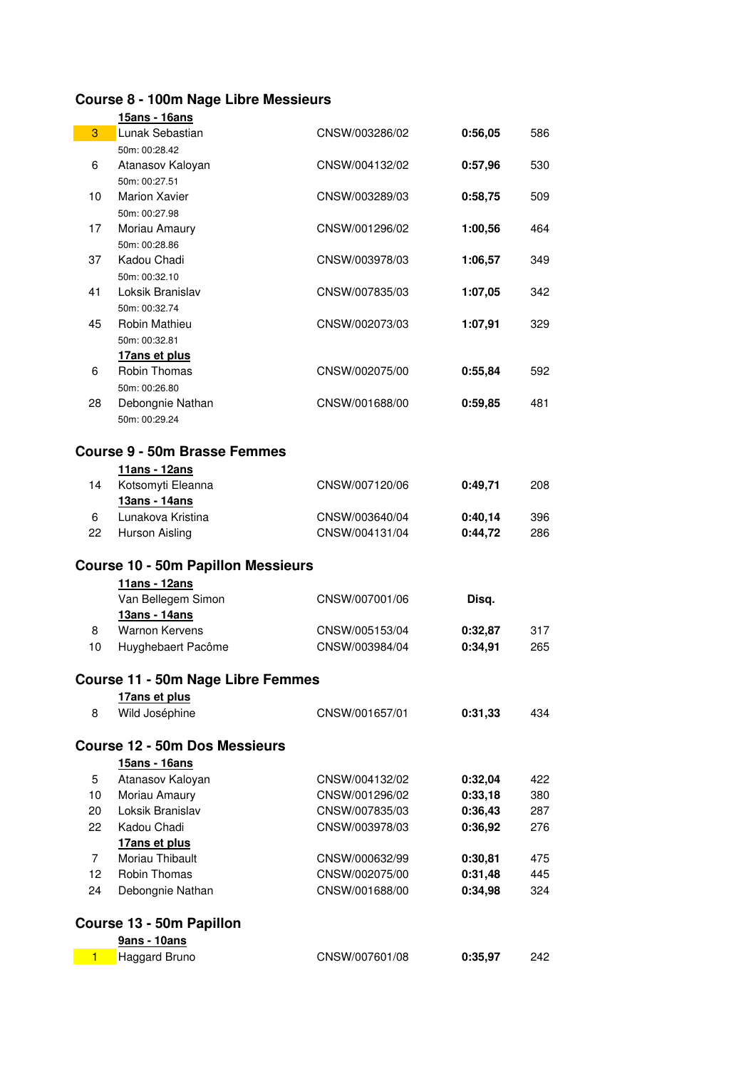## Course 8 - 100m Nage Libre Messieurs

**15ans - 16ans**

| Pl. | Nom | Licence | Temps | Points |
|---|---|---|---|---|
| 3 | Lunak Sebastian | CNSW/003286/02 | **0:56,05** | 586 |
| | 50m: 00:28.42 | | | |
| 6 | Atanasov Kaloyan | CNSW/004132/02 | **0:57,96** | 530 |
| | 50m: 00:27.51 | | | |
| 10 | Marion Xavier | CNSW/003289/03 | **0:58,75** | 509 |
| | 50m: 00:27.98 | | | |
| 17 | Moriau Amaury | CNSW/001296/02 | **1:00,56** | 464 |
| | 50m: 00:28.86 | | | |
| 37 | Kadou Chadi | CNSW/003978/03 | **1:06,57** | 349 |
| | 50m: 00:32.10 | | | |
| 41 | Loksik Branislav | CNSW/007835/03 | **1:07,05** | 342 |
| | 50m: 00:32.74 | | | |
| 45 | Robin Mathieu | CNSW/002073/03 | **1:07,91** | 329 |
| | 50m: 00:32.81 | | | |

**17ans et plus**

| Pl. | Nom | Licence | Temps | Points |
|---|---|---|---|---|
| 6 | Robin Thomas | CNSW/002075/00 | **0:55,84** | 592 |
| | 50m: 00:26.80 | | | |
| 28 | Debongnie Nathan | CNSW/001688/00 | **0:59,85** | 481 |
| | 50m: 00:29.24 | | | |

## Course 9 - 50m Brasse Femmes

**11ans - 12ans**

| Pl. | Nom | Licence | Temps | Points |
|---|---|---|---|---|
| 14 | Kotsomyti Eleanna | CNSW/007120/06 | **0:49,71** | 208 |

**13ans - 14ans**

| Pl. | Nom | Licence | Temps | Points |
|---|---|---|---|---|
| 6 | Lunakova Kristina | CNSW/003640/04 | **0:40,14** | 396 |
| 22 | Hurson Aisling | CNSW/004131/04 | **0:44,72** | 286 |

## Course 10 - 50m Papillon Messieurs

**11ans - 12ans**

| Pl. | Nom | Licence | Temps | Points |
|---|---|---|---|---|
| | Van Bellegem Simon | CNSW/007001/06 | **Disq.** | |

**13ans - 14ans**

| Pl. | Nom | Licence | Temps | Points |
|---|---|---|---|---|
| 8 | Warnon Kervens | CNSW/005153/04 | **0:32,87** | 317 |
| 10 | Huyghebaert Pacôme | CNSW/003984/04 | **0:34,91** | 265 |

## Course 11 - 50m Nage Libre Femmes

**17ans et plus**

| Pl. | Nom | Licence | Temps | Points |
|---|---|---|---|---|
| 8 | Wild Joséphine | CNSW/001657/01 | **0:31,33** | 434 |

## Course 12 - 50m Dos Messieurs

**15ans - 16ans**

| Pl. | Nom | Licence | Temps | Points |
|---|---|---|---|---|
| 5 | Atanasov Kaloyan | CNSW/004132/02 | **0:32,04** | 422 |
| 10 | Moriau Amaury | CNSW/001296/02 | **0:33,18** | 380 |
| 20 | Loksik Branislav | CNSW/007835/03 | **0:36,43** | 287 |
| 22 | Kadou Chadi | CNSW/003978/03 | **0:36,92** | 276 |

**17ans et plus**

| Pl. | Nom | Licence | Temps | Points |
|---|---|---|---|---|
| 7 | Moriau Thibault | CNSW/000632/99 | **0:30,81** | 475 |
| 12 | Robin Thomas | CNSW/002075/00 | **0:31,48** | 445 |
| 24 | Debongnie Nathan | CNSW/001688/00 | **0:34,98** | 324 |

## Course 13 - 50m Papillon

**9ans - 10ans**

| Pl. | Nom | Licence | Temps | Points |
|---|---|---|---|---|
| 1 | Haggard Bruno | CNSW/007601/08 | **0:35,97** | 242 |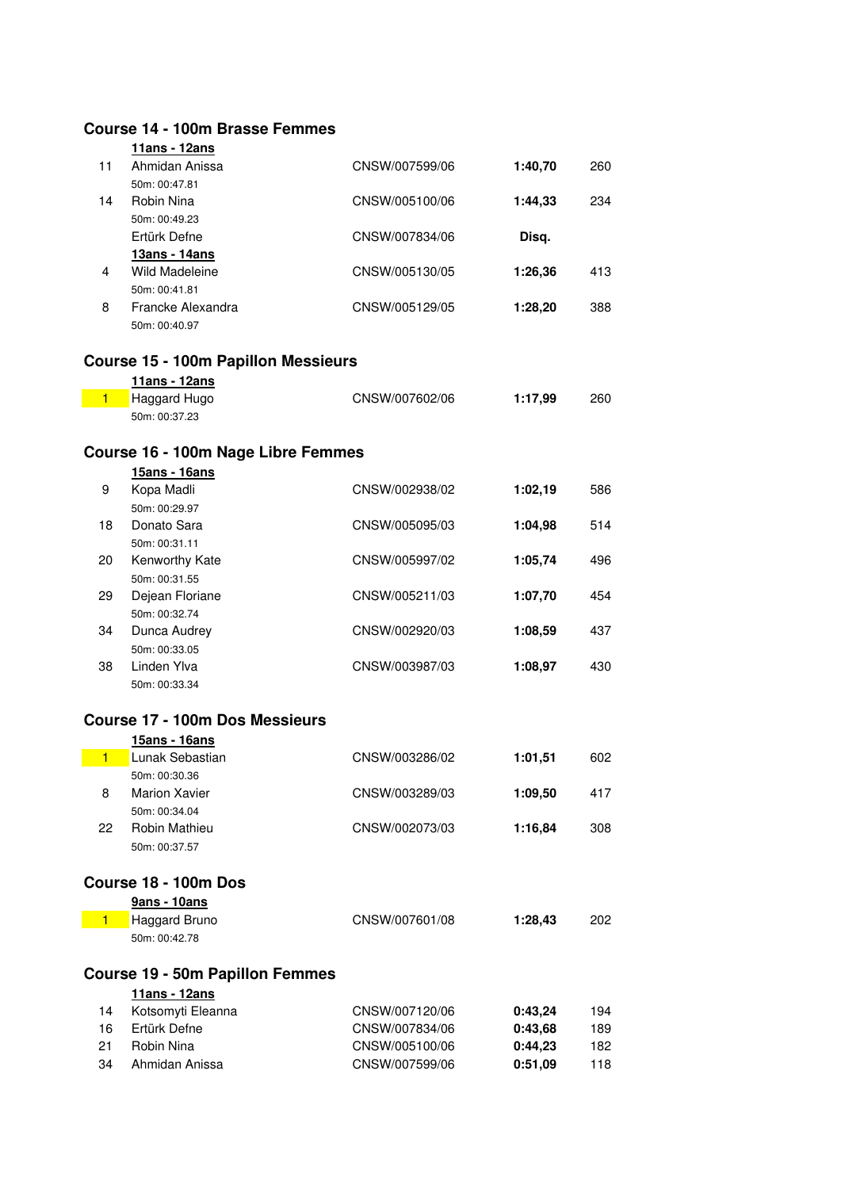## Course 14 - 100m Brasse Femmes

**11ans - 12ans**

| Rang | Nom | Licence | Temps | Points |
|---|---|---|---|---|
| 11 | Ahmidan Anissa<br>50m: 00:47.81 | CNSW/007599/06 | **1:40,70** | 260 |
| 14 | Robin Nina<br>50m: 00:49.23 | CNSW/005100/06 | **1:44,33** | 234 |
| | Ertürk Defne | CNSW/007834/06 | **Disq.** | |

**13ans - 14ans**

| Rang | Nom | Licence | Temps | Points |
|---|---|---|---|---|
| 4 | Wild Madeleine<br>50m: 00:41.81 | CNSW/005130/05 | **1:26,36** | 413 |
| 8 | Francke Alexandra<br>50m: 00:40.97 | CNSW/005129/05 | **1:28,20** | 388 |

## Course 15 - 100m Papillon Messieurs

**11ans - 12ans**

| Rang | Nom | Licence | Temps | Points |
|---|---|---|---|---|
| 1 | Haggard Hugo<br>50m: 00:37.23 | CNSW/007602/06 | **1:17,99** | 260 |

## Course 16 - 100m Nage Libre Femmes

**15ans - 16ans**

| Rang | Nom | Licence | Temps | Points |
|---|---|---|---|---|
| 9 | Kopa Madli<br>50m: 00:29.97 | CNSW/002938/02 | **1:02,19** | 586 |
| 18 | Donato Sara<br>50m: 00:31.11 | CNSW/005095/03 | **1:04,98** | 514 |
| 20 | Kenworthy Kate<br>50m: 00:31.55 | CNSW/005997/02 | **1:05,74** | 496 |
| 29 | Dejean Floriane<br>50m: 00:32.74 | CNSW/005211/03 | **1:07,70** | 454 |
| 34 | Dunca Audrey<br>50m: 00:33.05 | CNSW/002920/03 | **1:08,59** | 437 |
| 38 | Linden Ylva<br>50m: 00:33.34 | CNSW/003987/03 | **1:08,97** | 430 |

## Course 17 - 100m Dos Messieurs

**15ans - 16ans**

| Rang | Nom | Licence | Temps | Points |
|---|---|---|---|---|
| 1 | Lunak Sebastian<br>50m: 00:30.36 | CNSW/003286/02 | **1:01,51** | 602 |
| 8 | Marion Xavier<br>50m: 00:34.04 | CNSW/003289/03 | **1:09,50** | 417 |
| 22 | Robin Mathieu<br>50m: 00:37.57 | CNSW/002073/03 | **1:16,84** | 308 |

## Course 18 - 100m Dos

**9ans - 10ans**

| Rang | Nom | Licence | Temps | Points |
|---|---|---|---|---|
| 1 | Haggard Bruno<br>50m: 00:42.78 | CNSW/007601/08 | **1:28,43** | 202 |

## Course 19 - 50m Papillon Femmes

**11ans - 12ans**

| Rang | Nom | Licence | Temps | Points |
|---|---|---|---|---|
| 14 | Kotsomyti Eleanna | CNSW/007120/06 | **0:43,24** | 194 |
| 16 | Ertürk Defne | CNSW/007834/06 | **0:43,68** | 189 |
| 21 | Robin Nina | CNSW/005100/06 | **0:44,23** | 182 |
| 34 | Ahmidan Anissa | CNSW/007599/06 | **0:51,09** | 118 |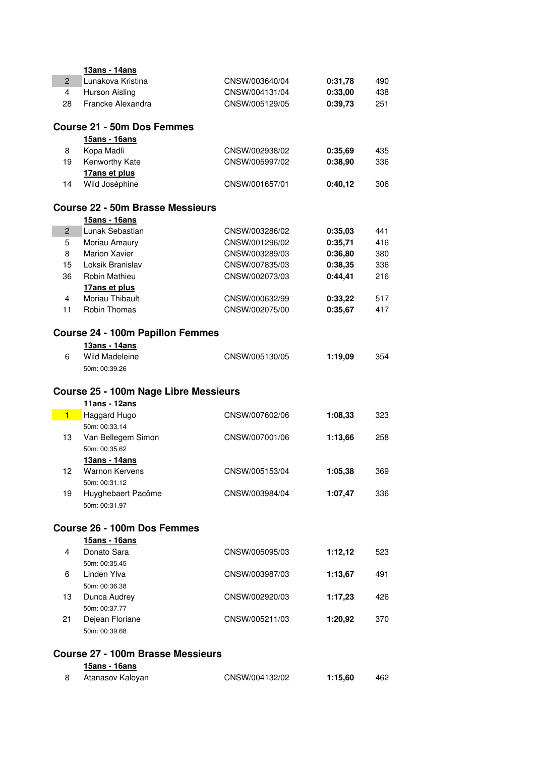**13ans - 14ans**

| Rang | Nom | Licence | Temps | Points |
|---|---|---|---|---|
| 2 | Lunakova Kristina | CNSW/003640/04 | **0:31,78** | 490 |
| 4 | Hurson Aisling | CNSW/004131/04 | **0:33,00** | 438 |
| 28 | Francke Alexandra | CNSW/005129/05 | **0:39,73** | 251 |

## Course 21 - 50m Dos Femmes

**15ans - 16ans**

| Rang | Nom | Licence | Temps | Points |
|---|---|---|---|---|
| 8 | Kopa Madli | CNSW/002938/02 | **0:35,69** | 435 |
| 19 | Kenworthy Kate | CNSW/005997/02 | **0:38,90** | 336 |

**17ans et plus**

| Rang | Nom | Licence | Temps | Points |
|---|---|---|---|---|
| 14 | Wild Joséphine | CNSW/001657/01 | **0:40,12** | 306 |

## Course 22 - 50m Brasse Messieurs

**15ans - 16ans**

| Rang | Nom | Licence | Temps | Points |
|---|---|---|---|---|
| 2 | Lunak Sebastian | CNSW/003286/02 | **0:35,03** | 441 |
| 5 | Moriau Amaury | CNSW/001296/02 | **0:35,71** | 416 |
| 8 | Marion Xavier | CNSW/003289/03 | **0:36,80** | 380 |
| 15 | Loksik Branislav | CNSW/007835/03 | **0:38,35** | 336 |
| 36 | Robin Mathieu | CNSW/002073/03 | **0:44,41** | 216 |

**17ans et plus**

| Rang | Nom | Licence | Temps | Points |
|---|---|---|---|---|
| 4 | Moriau Thibault | CNSW/000632/99 | **0:33,22** | 517 |
| 11 | Robin Thomas | CNSW/002075/00 | **0:35,67** | 417 |

## Course 24 - 100m Papillon Femmes

**13ans - 14ans**

| Rang | Nom | Licence | Temps | Points |
|---|---|---|---|---|
| 6 | Wild Madeleine<br>50m: 00:39.26 | CNSW/005130/05 | **1:19,09** | 354 |

## Course 25 - 100m Nage Libre Messieurs

**11ans - 12ans**

| Rang | Nom | Licence | Temps | Points |
|---|---|---|---|---|
| 1 | Haggard Hugo<br>50m: 00:33.14 | CNSW/007602/06 | **1:08,33** | 323 |
| 13 | Van Bellegem Simon<br>50m: 00:35.62 | CNSW/007001/06 | **1:13,66** | 258 |

**13ans - 14ans**

| Rang | Nom | Licence | Temps | Points |
|---|---|---|---|---|
| 12 | Warnon Kervens<br>50m: 00:31.12 | CNSW/005153/04 | **1:05,38** | 369 |
| 19 | Huyghebaert Pacôme<br>50m: 00:31.97 | CNSW/003984/04 | **1:07,47** | 336 |

## Course 26 - 100m Dos Femmes

**15ans - 16ans**

| Rang | Nom | Licence | Temps | Points |
|---|---|---|---|---|
| 4 | Donato Sara<br>50m: 00:35.45 | CNSW/005095/03 | **1:12,12** | 523 |
| 6 | Linden Ylva<br>50m: 00:36.38 | CNSW/003987/03 | **1:13,67** | 491 |
| 13 | Dunca Audrey<br>50m: 00:37.77 | CNSW/002920/03 | **1:17,23** | 426 |
| 21 | Dejean Floriane<br>50m: 00:39.68 | CNSW/005211/03 | **1:20,92** | 370 |

## Course 27 - 100m Brasse Messieurs

**15ans - 16ans**

| Rang | Nom | Licence | Temps | Points |
|---|---|---|---|---|
| 8 | Atanasov Kaloyan | CNSW/004132/02 | **1:15,60** | 462 |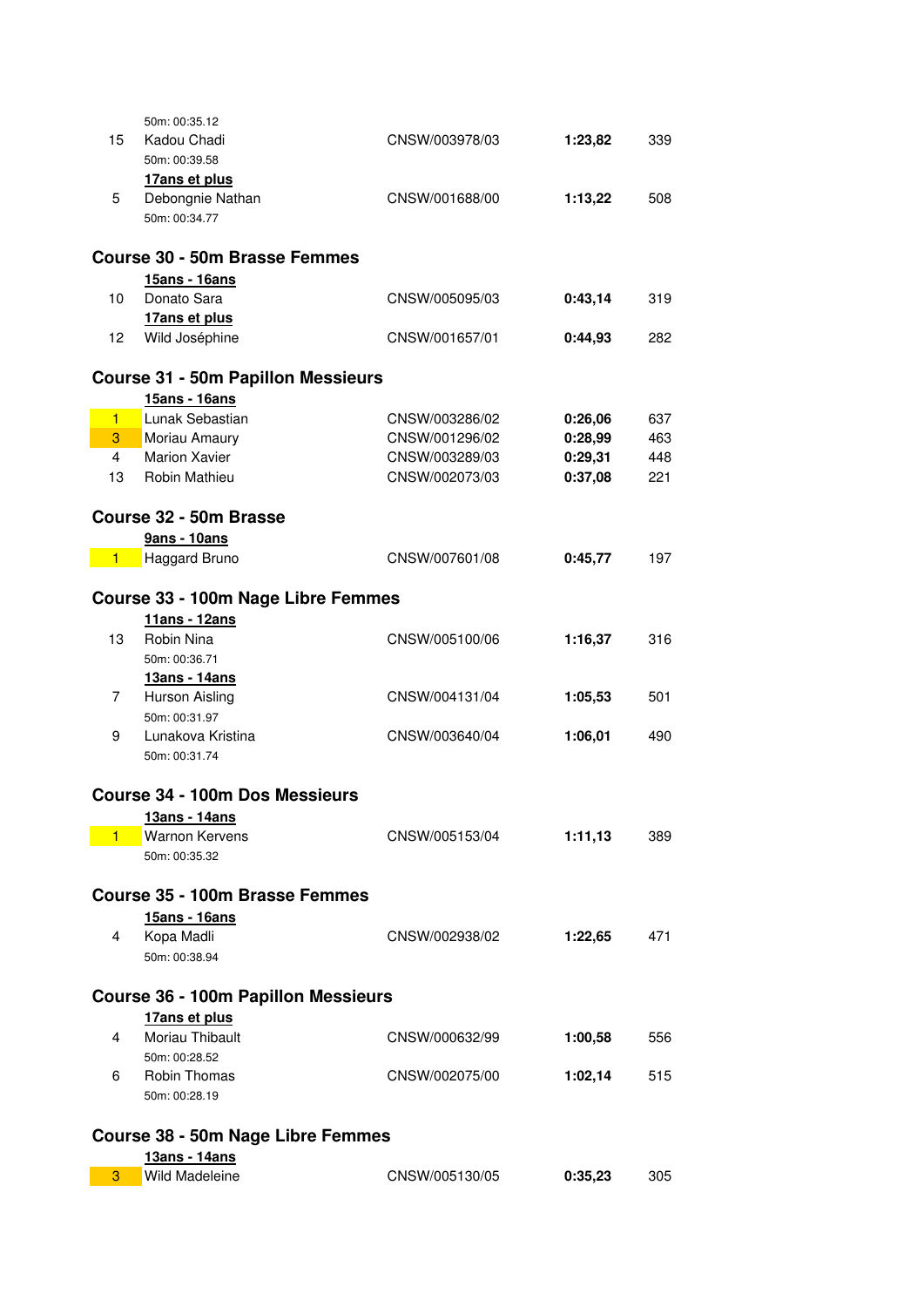| | | | | |
|---|---|---|---|---|
| | 50m: 00:35.12 | | | |
| 15 | Kadou Chadi | CNSW/003978/03 | **1:23,82** | 339 |
| | 50m: 00:39.58 | | | |
| | **17ans et plus** | | | |
| 5 | Debongnie Nathan | CNSW/001688/00 | **1:13,22** | 508 |
| | 50m: 00:34.77 | | | |

### Course 30 - 50m Brasse Femmes

| | | | | |
|---|---|---|---|---|
| | **15ans - 16ans** | | | |
| 10 | Donato Sara | CNSW/005095/03 | **0:43,14** | 319 |
| | **17ans et plus** | | | |
| 12 | Wild Joséphine | CNSW/001657/01 | **0:44,93** | 282 |

### Course 31 - 50m Papillon Messieurs

| | | | | |
|---|---|---|---|---|
| | **15ans - 16ans** | | | |
| 1 | Lunak Sebastian | CNSW/003286/02 | **0:26,06** | 637 |
| 3 | Moriau Amaury | CNSW/001296/02 | **0:28,99** | 463 |
| 4 | Marion Xavier | CNSW/003289/03 | **0:29,31** | 448 |
| 13 | Robin Mathieu | CNSW/002073/03 | **0:37,08** | 221 |

### Course 32 - 50m Brasse

| | | | | |
|---|---|---|---|---|
| | **9ans - 10ans** | | | |
| 1 | Haggard Bruno | CNSW/007601/08 | **0:45,77** | 197 |

### Course 33 - 100m Nage Libre Femmes

| | | | | |
|---|---|---|---|---|
| | **11ans - 12ans** | | | |
| 13 | Robin Nina | CNSW/005100/06 | **1:16,37** | 316 |
| | 50m: 00:36.71 | | | |
| | **13ans - 14ans** | | | |
| 7 | Hurson Aisling | CNSW/004131/04 | **1:05,53** | 501 |
| | 50m: 00:31.97 | | | |
| 9 | Lunakova Kristina | CNSW/003640/04 | **1:06,01** | 490 |
| | 50m: 00:31.74 | | | |

### Course 34 - 100m Dos Messieurs

| | | | | |
|---|---|---|---|---|
| | **13ans - 14ans** | | | |
| 1 | Warnon Kervens | CNSW/005153/04 | **1:11,13** | 389 |
| | 50m: 00:35.32 | | | |

### Course 35 - 100m Brasse Femmes

| | | | | |
|---|---|---|---|---|
| | **15ans - 16ans** | | | |
| 4 | Kopa Madli | CNSW/002938/02 | **1:22,65** | 471 |
| | 50m: 00:38.94 | | | |

### Course 36 - 100m Papillon Messieurs

| | | | | |
|---|---|---|---|---|
| | **17ans et plus** | | | |
| 4 | Moriau Thibault | CNSW/000632/99 | **1:00,58** | 556 |
| | 50m: 00:28.52 | | | |
| 6 | Robin Thomas | CNSW/002075/00 | **1:02,14** | 515 |
| | 50m: 00:28.19 | | | |

### Course 38 - 50m Nage Libre Femmes

| | | | | |
|---|---|---|---|---|
| | **13ans - 14ans** | | | |
| 3 | Wild Madeleine | CNSW/005130/05 | **0:35,23** | 305 |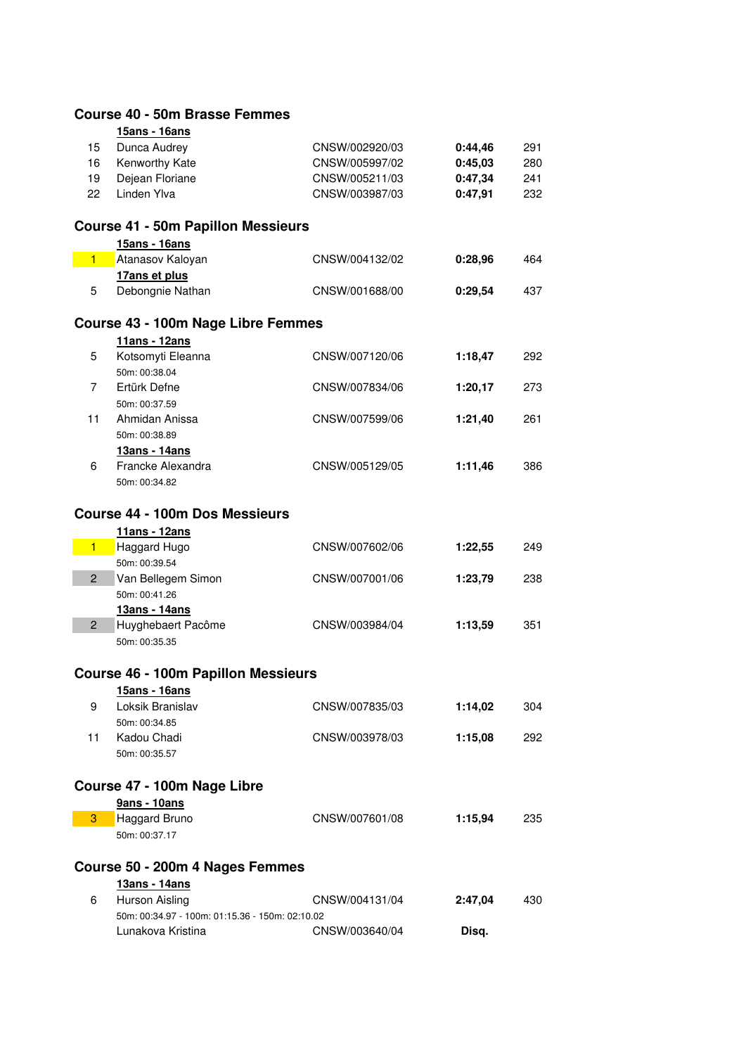## Course 40 - 50m Brasse Femmes

**15ans - 16ans**

| Rang | Nom | Licence | Temps | Points |
|---|---|---|---|---|
| 15 | Dunca Audrey | CNSW/002920/03 | **0:44,46** | 291 |
| 16 | Kenworthy Kate | CNSW/005997/02 | **0:45,03** | 280 |
| 19 | Dejean Floriane | CNSW/005211/03 | **0:47,34** | 241 |
| 22 | Linden Ylva | CNSW/003987/03 | **0:47,91** | 232 |

## Course 41 - 50m Papillon Messieurs

**15ans - 16ans**

| Rang | Nom | Licence | Temps | Points |
|---|---|---|---|---|
| 1 | Atanasov Kaloyan | CNSW/004132/02 | **0:28,96** | 464 |

**17ans et plus**

| Rang | Nom | Licence | Temps | Points |
|---|---|---|---|---|
| 5 | Debongnie Nathan | CNSW/001688/00 | **0:29,54** | 437 |

## Course 43 - 100m Nage Libre Femmes

**11ans - 12ans**

| Rang | Nom | Licence | Temps | Points |
|---|---|---|---|---|
| 5 | Kotsomyti Eleanna<br>50m: 00:38.04 | CNSW/007120/06 | **1:18,47** | 292 |
| 7 | Ertürk Defne<br>50m: 00:37.59 | CNSW/007834/06 | **1:20,17** | 273 |
| 11 | Ahmidan Anissa<br>50m: 00:38.89 | CNSW/007599/06 | **1:21,40** | 261 |

**13ans - 14ans**

| Rang | Nom | Licence | Temps | Points |
|---|---|---|---|---|
| 6 | Francke Alexandra<br>50m: 00:34.82 | CNSW/005129/05 | **1:11,46** | 386 |

## Course 44 - 100m Dos Messieurs

**11ans - 12ans**

| Rang | Nom | Licence | Temps | Points |
|---|---|---|---|---|
| 1 | Haggard Hugo<br>50m: 00:39.54 | CNSW/007602/06 | **1:22,55** | 249 |
| 2 | Van Bellegem Simon<br>50m: 00:41.26 | CNSW/007001/06 | **1:23,79** | 238 |

**13ans - 14ans**

| Rang | Nom | Licence | Temps | Points |
|---|---|---|---|---|
| 2 | Huyghebaert Pacôme<br>50m: 00:35.35 | CNSW/003984/04 | **1:13,59** | 351 |

## Course 46 - 100m Papillon Messieurs

**15ans - 16ans**

| Rang | Nom | Licence | Temps | Points |
|---|---|---|---|---|
| 9 | Loksik Branislav<br>50m: 00:34.85 | CNSW/007835/03 | **1:14,02** | 304 |
| 11 | Kadou Chadi<br>50m: 00:35.57 | CNSW/003978/03 | **1:15,08** | 292 |

## Course 47 - 100m Nage Libre

**9ans - 10ans**

| Rang | Nom | Licence | Temps | Points |
|---|---|---|---|---|
| 3 | Haggard Bruno<br>50m: 00:37.17 | CNSW/007601/08 | **1:15,94** | 235 |

## Course 50 - 200m 4 Nages Femmes

**13ans - 14ans**

| Rang | Nom | Licence | Temps | Points |
|---|---|---|---|---|
| 6 | Hurson Aisling<br>50m: 00:34.97 - 100m: 01:15.36 - 150m: 02:10.02 | CNSW/004131/04 | **2:47,04** | 430 |
| | Lunakova Kristina | CNSW/003640/04 | **Disq.** | |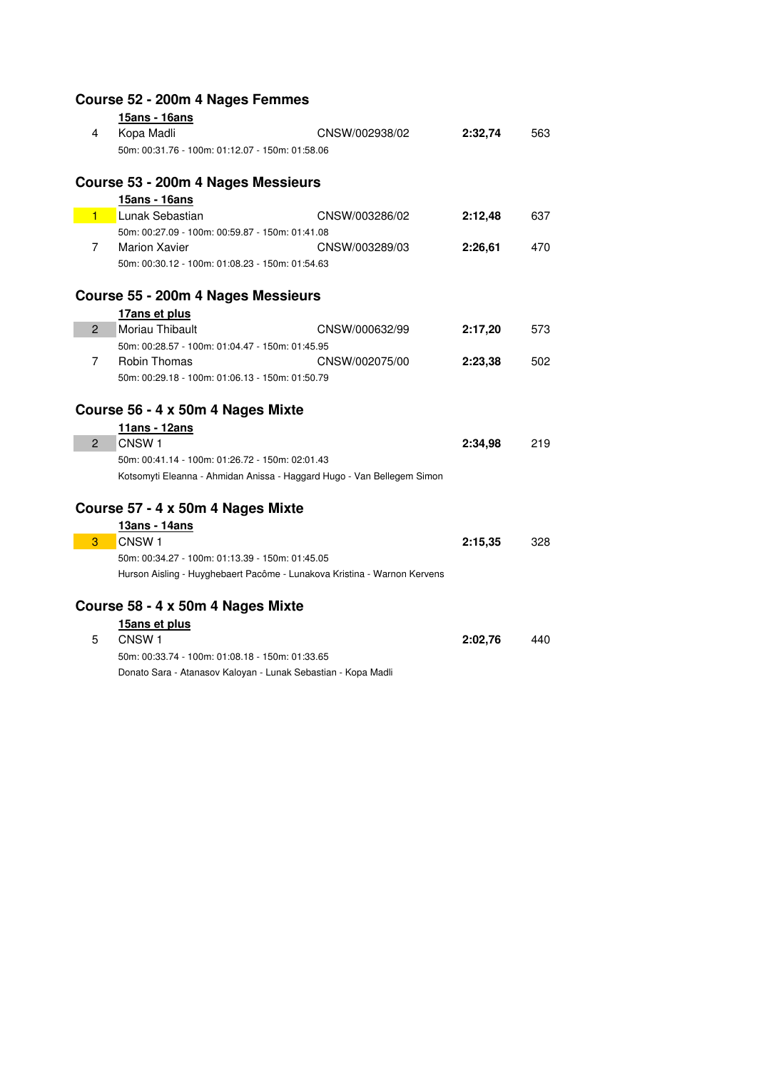## Course 52 - 200m 4 Nages Femmes

**15ans - 16ans**

| | | | | |
|---|---|---|---|---|
| 4 | Kopa Madli | CNSW/002938/02 | **2:32,74** | 563 |
| | 50m: 00:31.76 - 100m: 01:12.07 - 150m: 01:58.06 | | | |

## Course 53 - 200m 4 Nages Messieurs

**15ans - 16ans**

| | | | | |
|---|---|---|---|---|
| 1 | Lunak Sebastian | CNSW/003286/02 | **2:12,48** | 637 |
| | 50m: 00:27.09 - 100m: 00:59.87 - 150m: 01:41.08 | | | |
| 7 | Marion Xavier | CNSW/003289/03 | **2:26,61** | 470 |
| | 50m: 00:30.12 - 100m: 01:08.23 - 150m: 01:54.63 | | | |

## Course 55 - 200m 4 Nages Messieurs

**17ans et plus**

| | | | | |
|---|---|---|---|---|
| 2 | Moriau Thibault | CNSW/000632/99 | **2:17,20** | 573 |
| | 50m: 00:28.57 - 100m: 01:04.47 - 150m: 01:45.95 | | | |
| 7 | Robin Thomas | CNSW/002075/00 | **2:23,38** | 502 |
| | 50m: 00:29.18 - 100m: 01:06.13 - 150m: 01:50.79 | | | |

## Course 56 - 4 x 50m 4 Nages Mixte

**11ans - 12ans**

| | | | | |
|---|---|---|---|---|
| 2 | CNSW 1 | | **2:34,98** | 219 |
| | 50m: 00:41.14 - 100m: 01:26.72 - 150m: 02:01.43 | | | |
| | Kotsomyti Eleanna - Ahmidan Anissa - Haggard Hugo - Van Bellegem Simon | | | |

## Course 57 - 4 x 50m 4 Nages Mixte

**13ans - 14ans**

| | | | | |
|---|---|---|---|---|
| 3 | CNSW 1 | | **2:15,35** | 328 |
| | 50m: 00:34.27 - 100m: 01:13.39 - 150m: 01:45.05 | | | |
| | Hurson Aisling - Huyghebaert Pacôme - Lunakova Kristina - Warnon Kervens | | | |

## Course 58 - 4 x 50m 4 Nages Mixte

**15ans et plus**

| | | | | |
|---|---|---|---|---|
| 5 | CNSW 1 | | **2:02,76** | 440 |
| | 50m: 00:33.74 - 100m: 01:08.18 - 150m: 01:33.65 | | | |
| | Donato Sara - Atanasov Kaloyan - Lunak Sebastian - Kopa Madli | | | |